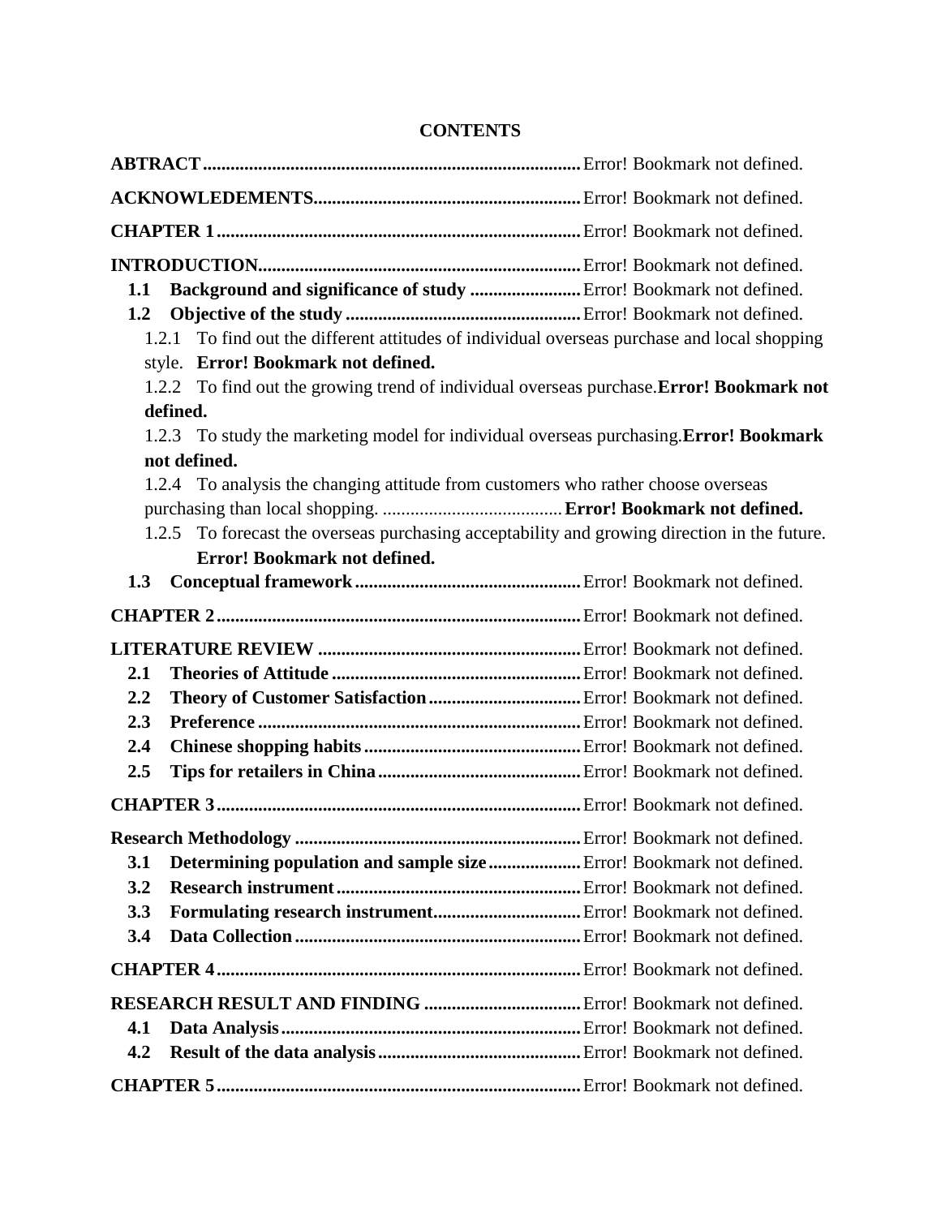**CONTENTS**

**ABTRACT** ........................................................................... Error! Bookmark not defined.

**ACKNOWLEDEMENTS**............................................................. Error! Bookmark not defined.

**CHAPTER 1** ........................................................................ Error! Bookmark not defined.

**INTRODUCTION**..................................................................... Error! Bookmark not defined.

- **1.1 Background and significance of study** ........................ Error! Bookmark not defined.
- **1.2 Objective of the study** ................................................... Error! Bookmark not defined.
  - 1.2.1 To find out the different attitudes of individual overseas purchase and local shopping style. **Error! Bookmark not defined.**
  - 1.2.2 To find out the growing trend of individual overseas purchase.**Error! Bookmark not defined.**
  - 1.2.3 To study the marketing model for individual overseas purchasing.**Error! Bookmark not defined.**
  - 1.2.4 To analysis the changing attitude from customers who rather choose overseas purchasing than local shopping. ....................................... **Error! Bookmark not defined.**
  - 1.2.5 To forecast the overseas purchasing acceptability and growing direction in the future. **Error! Bookmark not defined.**
- **1.3 Conceptual framework** ................................................. Error! Bookmark not defined.

**CHAPTER 2** ........................................................................ Error! Bookmark not defined.

**LITERATURE REVIEW** ......................................................... Error! Bookmark not defined.

- **2.1 Theories of Attitude** ...................................................... Error! Bookmark not defined.
- **2.2 Theory of Customer Satisfaction** ................................. Error! Bookmark not defined.
- **2.3 Preference** ..................................................................... Error! Bookmark not defined.
- **2.4 Chinese shopping habits** ............................................... Error! Bookmark not defined.
- **2.5 Tips for retailers in China** ............................................ Error! Bookmark not defined.

**CHAPTER 3** ........................................................................ Error! Bookmark not defined.

**Research Methodology** .......................................................... Error! Bookmark not defined.

- **3.1 Determining population and sample size** .................... Error! Bookmark not defined.
- **3.2 Research instrument** ..................................................... Error! Bookmark not defined.
- **3.3 Formulating research instrument**................................ Error! Bookmark not defined.
- **3.4 Data Collection** ............................................................. Error! Bookmark not defined.

**CHAPTER 4** ........................................................................ Error! Bookmark not defined.

**RESEARCH RESULT AND FINDING** .................................. Error! Bookmark not defined.

- **4.1 Data Analysis** ................................................................ Error! Bookmark not defined.
- **4.2 Result of the data analysis** ............................................ Error! Bookmark not defined.

**CHAPTER 5** ........................................................................ Error! Bookmark not defined.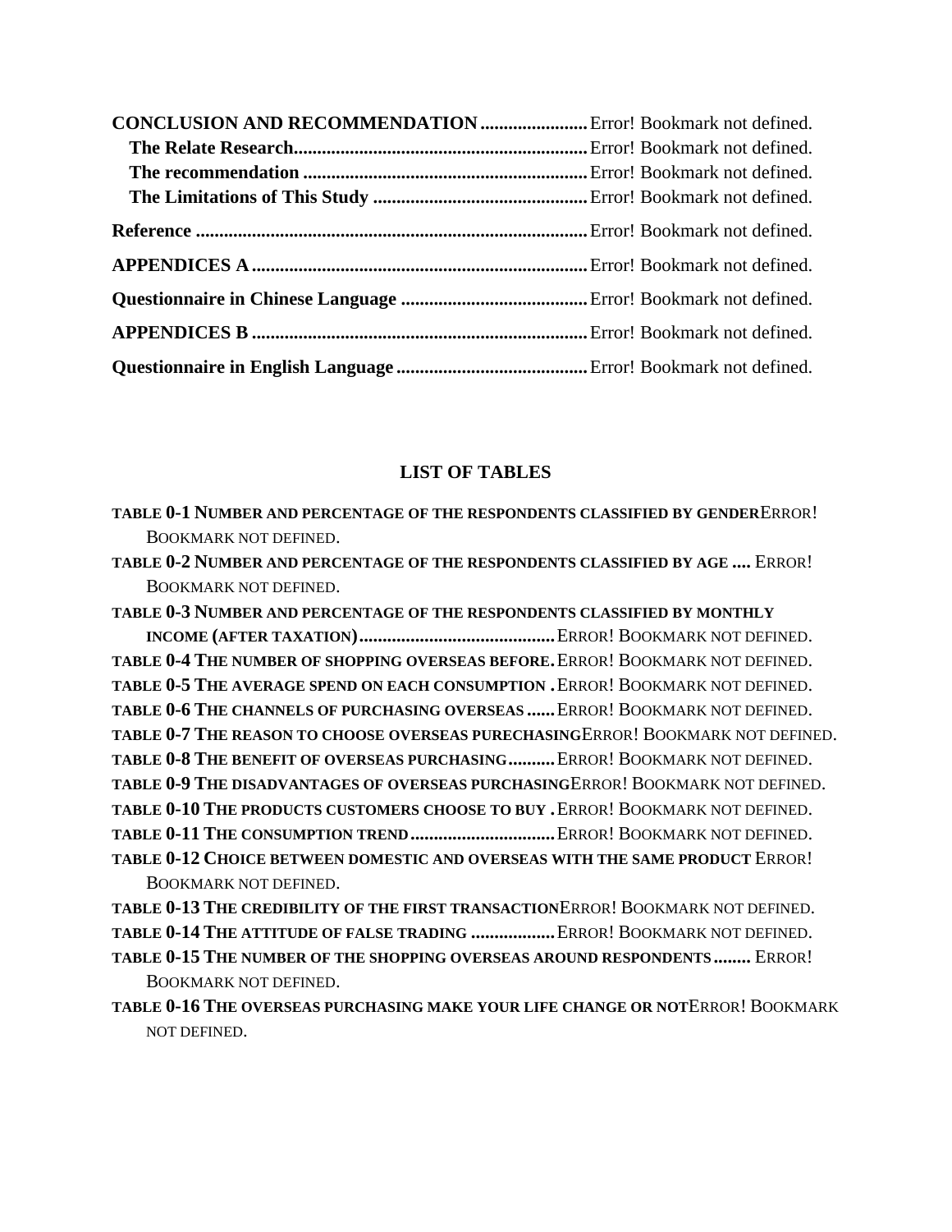**CONCLUSION AND RECOMMENDATION** ....................... Error! Bookmark not defined.

- **The Relate Research**.............................................................. Error! Bookmark not defined.
- **The recommendation** ............................................................ Error! Bookmark not defined.
- **The Limitations of This Study** ............................................. Error! Bookmark not defined.

**Reference** .................................................................................. Error! Bookmark not defined.

**APPENDICES A** ....................................................................... Error! Bookmark not defined.

**Questionnaire in Chinese Language** ........................................ Error! Bookmark not defined.

**APPENDICES B** ....................................................................... Error! Bookmark not defined.

**Questionnaire in English Language** ......................................... Error! Bookmark not defined.

## LIST OF TABLES

**TABLE 0-1 NUMBER AND PERCENTAGE OF THE RESPONDENTS CLASSIFIED BY GENDER** ERROR! BOOKMARK NOT DEFINED.

**TABLE 0-2 NUMBER AND PERCENTAGE OF THE RESPONDENTS CLASSIFIED BY AGE ....** ERROR! BOOKMARK NOT DEFINED.

**TABLE 0-3 NUMBER AND PERCENTAGE OF THE RESPONDENTS CLASSIFIED BY MONTHLY INCOME (AFTER TAXATION)** .......................................... ERROR! BOOKMARK NOT DEFINED.

**TABLE 0-4 THE NUMBER OF SHOPPING OVERSEAS BEFORE.** ERROR! BOOKMARK NOT DEFINED.

**TABLE 0-5 THE AVERAGE SPEND ON EACH CONSUMPTION .** ERROR! BOOKMARK NOT DEFINED.

**TABLE 0-6 THE CHANNELS OF PURCHASING OVERSEAS ......** ERROR! BOOKMARK NOT DEFINED.

**TABLE 0-7 THE REASON TO CHOOSE OVERSEAS PURECHASING** ERROR! BOOKMARK NOT DEFINED.

**TABLE 0-8 THE BENEFIT OF OVERSEAS PURCHASING..........** ERROR! BOOKMARK NOT DEFINED.

**TABLE 0-9 THE DISADVANTAGES OF OVERSEAS PURCHASING** ERROR! BOOKMARK NOT DEFINED.

**TABLE 0-10 THE PRODUCTS CUSTOMERS CHOOSE TO BUY .** ERROR! BOOKMARK NOT DEFINED.

**TABLE 0-11 THE CONSUMPTION TREND** ............................... ERROR! BOOKMARK NOT DEFINED.

**TABLE 0-12 CHOICE BETWEEN DOMESTIC AND OVERSEAS WITH THE SAME PRODUCT** ERROR! BOOKMARK NOT DEFINED.

**TABLE 0-13 THE CREDIBILITY OF THE FIRST TRANSACTION** ERROR! BOOKMARK NOT DEFINED.

**TABLE 0-14 THE ATTITUDE OF FALSE TRADING ..................** ERROR! BOOKMARK NOT DEFINED.

**TABLE 0-15 THE NUMBER OF THE SHOPPING OVERSEAS AROUND RESPONDENTS ........** ERROR! BOOKMARK NOT DEFINED.

**TABLE 0-16 THE OVERSEAS PURCHASING MAKE YOUR LIFE CHANGE OR NOT** ERROR! BOOKMARK NOT DEFINED.